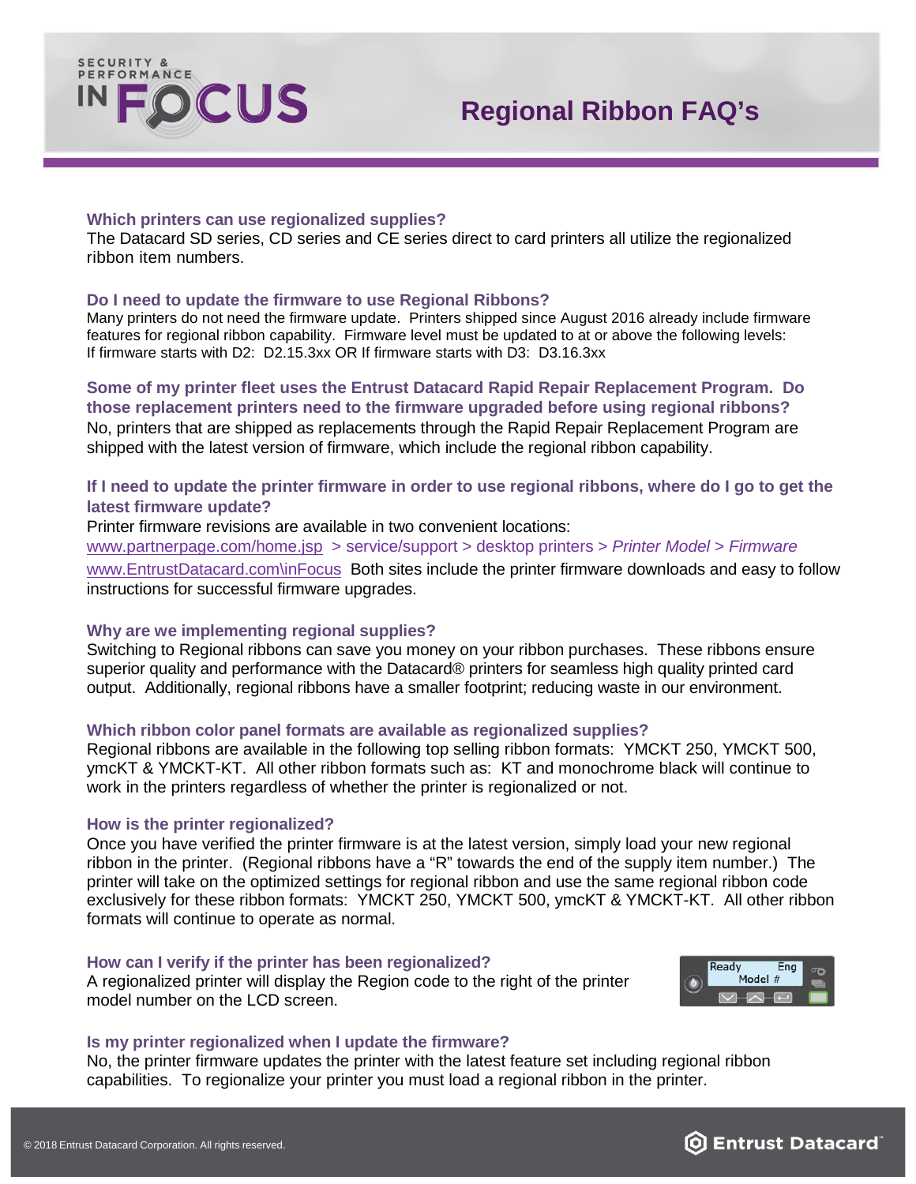# Regional Ribbon FAQ's

### Which printers can use regionalized supplies?

The Datacard SD series, CD series and CE series direct to card printers all utilize the regionalized ribbon item numbers.

### Do I need to update the firmware to use Regional Ribbons?

Many printers do not need the firmware update. Printers shipped since August 2016 already include firmware features for regional ribbon capability. Firmware level must be updated to at or above the following levels:
If firmware starts with D2: D2.15.3xx OR If firmware starts with D3: D3.16.3xx

### Some of my printer fleet uses the Entrust Datacard Rapid Repair Replacement Program. Do those replacement printers need to the firmware upgraded before using regional ribbons?

No, printers that are shipped as replacements through the Rapid Repair Replacement Program are shipped with the latest version of firmware, which include the regional ribbon capability.

### If I need to update the printer firmware in order to use regional ribbons, where do I go to get the latest firmware update?

Printer firmware revisions are available in two convenient locations:
www.partnerpage.com/home.jsp > service/support > desktop printers > *Printer Model* > *Firmware*
www.EntrustDatacard.com\inFocus Both sites include the printer firmware downloads and easy to follow instructions for successful firmware upgrades.

### Why are we implementing regional supplies?

Switching to Regional ribbons can save you money on your ribbon purchases. These ribbons ensure superior quality and performance with the Datacard® printers for seamless high quality printed card output. Additionally, regional ribbons have a smaller footprint; reducing waste in our environment.

### Which ribbon color panel formats are available as regionalized supplies?

Regional ribbons are available in the following top selling ribbon formats: YMCKT 250, YMCKT 500, ymcKT & YMCKT-KT. All other ribbon formats such as: KT and monochrome black will continue to work in the printers regardless of whether the printer is regionalized or not.

### How is the printer regionalized?

Once you have verified the printer firmware is at the latest version, simply load your new regional ribbon in the printer. (Regional ribbons have a "R" towards the end of the supply item number.) The printer will take on the optimized settings for regional ribbon and use the same regional ribbon code exclusively for these ribbon formats: YMCKT 250, YMCKT 500, ymcKT & YMCKT-KT. All other ribbon formats will continue to operate as normal.

### How can I verify if the printer has been regionalized?

A regionalized printer will display the Region code to the right of the printer model number on the LCD screen.

Ready Eng
Model #

### Is my printer regionalized when I update the firmware?

No, the printer firmware updates the printer with the latest feature set including regional ribbon capabilities. To regionalize your printer you must load a regional ribbon in the printer.

© 2018 Entrust Datacard Corporation. All rights reserved.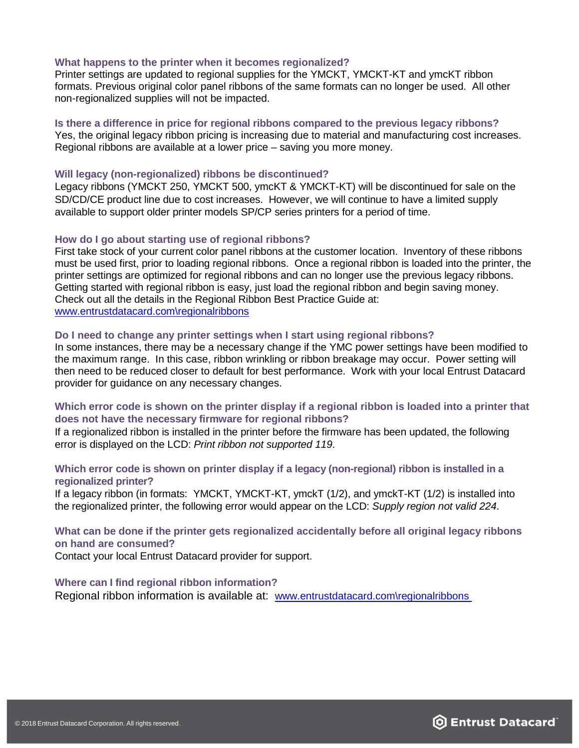### What happens to the printer when it becomes regionalized?

Printer settings are updated to regional supplies for the YMCKT, YMCKT-KT and ymcKT ribbon formats. Previous original color panel ribbons of the same formats can no longer be used. All other non-regionalized supplies will not be impacted.

### Is there a difference in price for regional ribbons compared to the previous legacy ribbons?

Yes, the original legacy ribbon pricing is increasing due to material and manufacturing cost increases. Regional ribbons are available at a lower price – saving you more money.

### Will legacy (non-regionalized) ribbons be discontinued?

Legacy ribbons (YMCKT 250, YMCKT 500, ymcKT & YMCKT-KT) will be discontinued for sale on the SD/CD/CE product line due to cost increases. However, we will continue to have a limited supply available to support older printer models SP/CP series printers for a period of time.

### How do I go about starting use of regional ribbons?

First take stock of your current color panel ribbons at the customer location. Inventory of these ribbons must be used first, prior to loading regional ribbons. Once a regional ribbon is loaded into the printer, the printer settings are optimized for regional ribbons and can no longer use the previous legacy ribbons. Getting started with regional ribbon is easy, just load the regional ribbon and begin saving money. Check out all the details in the Regional Ribbon Best Practice Guide at: [www.entrustdatacard.com\regionalribbons](www.entrustdatacard.com\regionalribbons)

### Do I need to change any printer settings when I start using regional ribbons?

In some instances, there may be a necessary change if the YMC power settings have been modified to the maximum range. In this case, ribbon wrinkling or ribbon breakage may occur. Power setting will then need to be reduced closer to default for best performance. Work with your local Entrust Datacard provider for guidance on any necessary changes.

### Which error code is shown on the printer display if a regional ribbon is loaded into a printer that does not have the necessary firmware for regional ribbons?

If a regionalized ribbon is installed in the printer before the firmware has been updated, the following error is displayed on the LCD: *Print ribbon not supported 119*.

### Which error code is shown on printer display if a legacy (non-regional) ribbon is installed in a regionalized printer?

If a legacy ribbon (in formats: YMCKT, YMCKT-KT, ymckT (1/2), and ymckT-KT (1/2) is installed into the regionalized printer, the following error would appear on the LCD: *Supply region not valid 224*.

### What can be done if the printer gets regionalized accidentally before all original legacy ribbons on hand are consumed?

Contact your local Entrust Datacard provider for support.

### Where can I find regional ribbon information?

Regional ribbon information is available at: [www.entrustdatacard.com\regionalribbons](www.entrustdatacard.com\regionalribbons)

© 2018 Entrust Datacard Corporation. All rights reserved.